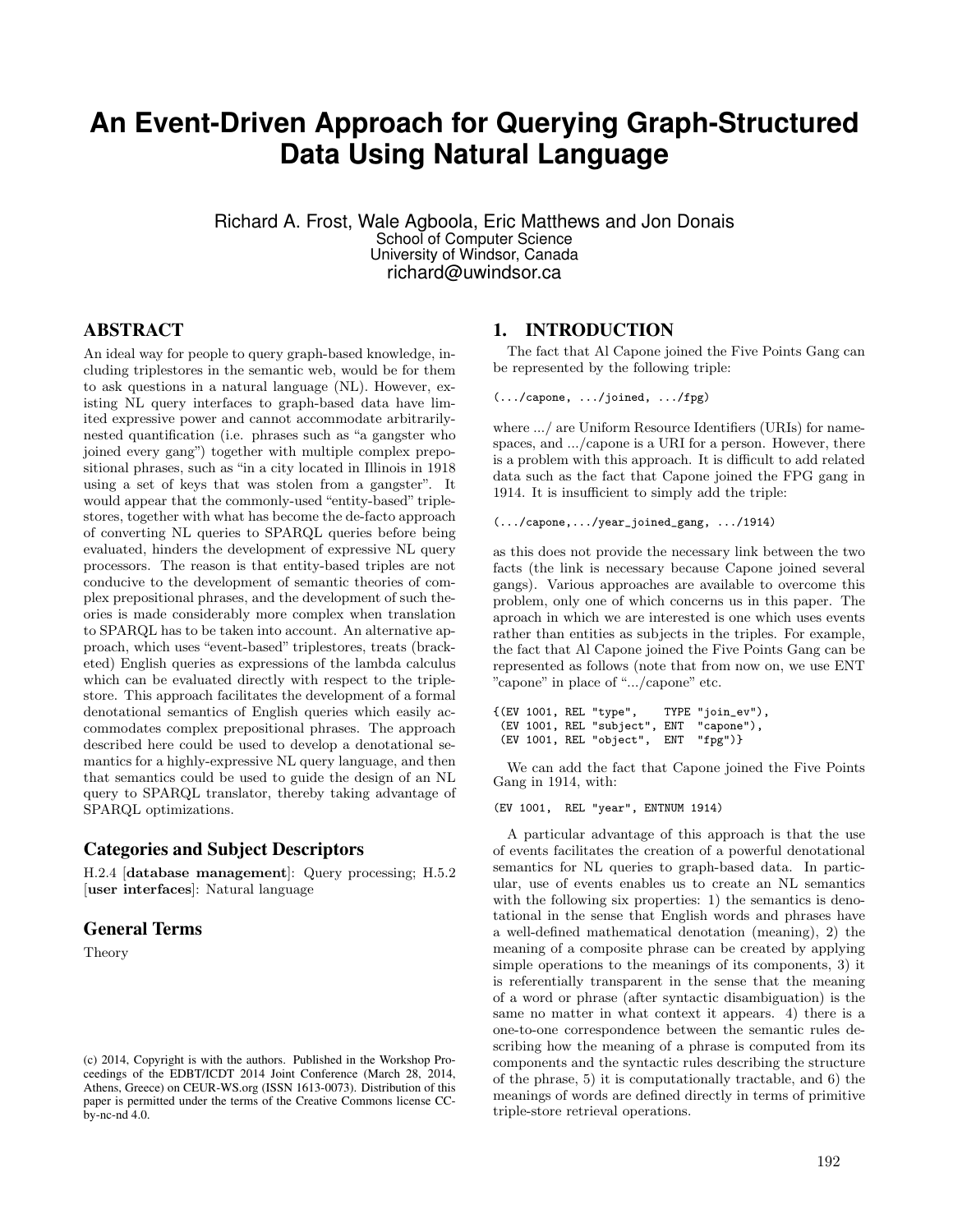# An Event-Driven Approach for Querying Graph-Structured Data Using Natural Language

Richard A. Frost, Wale Agboola, Eric Matthews and Jon Donais
School of Computer Science
University of Windsor, Canada
richard@uwindsor.ca

## ABSTRACT

An ideal way for people to query graph-based knowledge, including triplestores in the semantic web, would be for them to ask questions in a natural language (NL). However, existing NL query interfaces to graph-based data have limited expressive power and cannot accommodate arbitrarily-nested quantification (i.e. phrases such as "a gangster who joined every gang") together with multiple complex prepositional phrases, such as "in a city located in Illinois in 1918 using a set of keys that was stolen from a gangster". It would appear that the commonly-used "entity-based" triplestores, together with what has become the de-facto approach of converting NL queries to SPARQL queries before being evaluated, hinders the development of expressive NL query processors. The reason is that entity-based triples are not conducive to the development of semantic theories of complex prepositional phrases, and the development of such theories is made considerably more complex when translation to SPARQL has to be taken into account. An alternative approach, which uses "event-based" triplestores, treats (bracketed) English queries as expressions of the lambda calculus which can be evaluated directly with respect to the triplestore. This approach facilitates the development of a formal denotational semantics of English queries which easily accommodates complex prepositional phrases. The approach described here could be used to develop a denotational semantics for a highly-expressive NL query language, and then that semantics could be used to guide the design of an NL query to SPARQL translator, thereby taking advantage of SPARQL optimizations.

### Categories and Subject Descriptors

H.2.4 [**database management**]: Query processing; H.5.2 [**user interfaces**]: Natural language

### General Terms

Theory

(c) 2014, Copyright is with the authors. Published in the Workshop Proceedings of the EDBT/ICDT 2014 Joint Conference (March 28, 2014, Athens, Greece) on CEUR-WS.org (ISSN 1613-0073). Distribution of this paper is permitted under the terms of the Creative Commons license CC-by-nc-nd 4.0.

## 1. INTRODUCTION

The fact that Al Capone joined the Five Points Gang can be represented by the following triple:

```
(.../capone, .../joined, .../fpg)
```

where .../ are Uniform Resource Identifiers (URIs) for namespaces, and .../capone is a URI for a person. However, there is a problem with this approach. It is difficult to add related data such as the fact that Capone joined the FPG gang in 1914. It is insufficient to simply add the triple:

```
(.../capone,.../year_joined_gang, .../1914)
```

as this does not provide the necessary link between the two facts (the link is necessary because Capone joined several gangs). Various approaches are available to overcome this problem, only one of which concerns us in this paper. The aproach in which we are interested is one which uses events rather than entities as subjects in the triples. For example, the fact that Al Capone joined the Five Points Gang can be represented as follows (note that from now on, we use ENT "capone" in place of ".../capone" etc.

```
{(EV 1001, REL "type",    TYPE "join_ev"),
 (EV 1001, REL "subject", ENT  "capone"),
 (EV 1001, REL "object",  ENT  "fpg")}
```

We can add the fact that Capone joined the Five Points Gang in 1914, with:

```
(EV 1001,  REL "year", ENTNUM 1914)
```

A particular advantage of this approach is that the use of events facilitates the creation of a powerful denotational semantics for NL queries to graph-based data. In particular, use of events enables us to create an NL semantics with the following six properties: 1) the semantics is denotational in the sense that English words and phrases have a well-defined mathematical denotation (meaning), 2) the meaning of a composite phrase can be created by applying simple operations to the meanings of its components, 3) it is referentially transparent in the sense that the meaning of a word or phrase (after syntactic disambiguation) is the same no matter in what context it appears. 4) there is a one-to-one correspondence between the semantic rules describing how the meaning of a phrase is computed from its components and the syntactic rules describing the structure of the phrase, 5) it is computationally tractable, and 6) the meanings of words are defined directly in terms of primitive triple-store retrieval operations.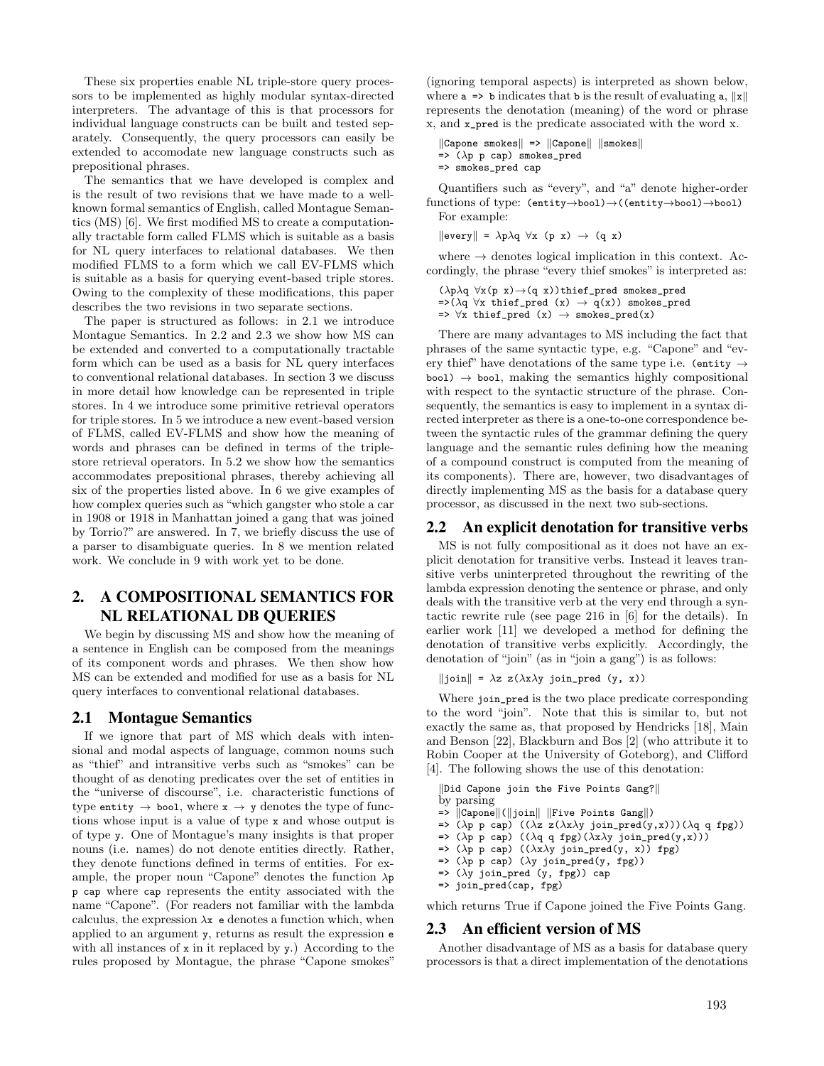These six properties enable NL triple-store query processors to be implemented as highly modular syntax-directed interpreters. The advantage of this is that processors for individual language constructs can be built and tested separately. Consequently, the query processors can easily be extended to accomodate new language constructs such as prepositional phrases.

The semantics that we have developed is complex and is the result of two revisions that we have made to a well-known formal semantics of English, called Montague Semantics (MS) [6]. We first modified MS to create a computationally tractable form called FLMS which is suitable as a basis for NL query interfaces to relational databases. We then modified FLMS to a form which we call EV-FLMS which is suitable as a basis for querying event-based triple stores. Owing to the complexity of these modifications, this paper describes the two revisions in two separate sections.

The paper is structured as follows: in 2.1 we introduce Montague Semantics. In 2.2 and 2.3 we show how MS can be extended and converted to a computationally tractable form which can be used as a basis for NL query interfaces to conventional relational databases. In section 3 we discuss in more detail how knowledge can be represented in triple stores. In 4 we introduce some primitive retrieval operators for triple stores. In 5 we introduce a new event-based version of FLMS, called EV-FLMS and show how the meaning of words and phrases can be defined in terms of the triple-store retrieval operators. In 5.2 we show how the semantics accommodates prepositional phrases, thereby achieving all six of the properties listed above. In 6 we give examples of how complex queries such as "which gangster who stole a car in 1908 or 1918 in Manhattan joined a gang that was joined by Torrio?" are answered. In 7, we briefly discuss the use of a parser to disambiguate queries. In 8 we mention related work. We conclude in 9 with work yet to be done.

## 2. A COMPOSITIONAL SEMANTICS FOR NL RELATIONAL DB QUERIES

We begin by discussing MS and show how the meaning of a sentence in English can be composed from the meanings of its component words and phrases. We then show how MS can be extended and modified for use as a basis for NL query interfaces to conventional relational databases.

### 2.1 Montague Semantics

If we ignore that part of MS which deals with intensional and modal aspects of language, common nouns such as "thief" and intransitive verbs such as "smokes" can be thought of as denoting predicates over the set of entities in the "universe of discourse", i.e. characteristic functions of type `entity → bool`, where `x → y` denotes the type of functions whose input is a value of type `x` and whose output is of type `y`. One of Montague's many insights is that proper nouns (i.e. names) do not denote entities directly. Rather, they denote functions defined in terms of entities. For example, the proper noun "Capone" denotes the function `λp p cap` where `cap` represents the entity associated with the name "Capone". (For readers not familiar with the lambda calculus, the expression `λx e` denotes a function which, when applied to an argument `y`, returns as result the expression `e` with all instances of `x` in it replaced by `y`.) According to the rules proposed by Montague, the phrase "Capone smokes" (ignoring temporal aspects) is interpreted as shown below, where `a => b` indicates that `b` is the result of evaluating `a`, `‖x‖` represents the denotation (meaning) of the word or phrase `x`, and `x_pred` is the predicate associated with the word `x`.

```
‖Capone smokes‖ => ‖Capone‖ ‖smokes‖
=> (λp p cap) smokes_pred
=> smokes_pred cap
```

Quantifiers such as "every", and "a" denote higher-order functions of type: `(entity→bool)→((entity→bool)→bool)`
For example:

```
‖every‖ = λpλq ∀x (p x) → (q x)
```

where → denotes logical implication in this context. Accordingly, the phrase "every thief smokes" is interpreted as:

```
(λpλq ∀x(p x)→(q x))thief_pred smokes_pred
=>(λq ∀x thief_pred (x) → q(x)) smokes_pred
=> ∀x thief_pred (x) → smokes_pred(x)
```

There are many advantages to MS including the fact that phrases of the same syntactic type, e.g. "Capone" and "every thief" have denotations of the same type i.e. `(entity → bool) → bool`, making the semantics highly compositional with respect to the syntactic structure of the phrase. Consequently, the semantics is easy to implement in a syntax directed interpreter as there is a one-to-one correspondence between the syntactic rules of the grammar defining the query language and the semantic rules defining how the meaning of a compound construct is computed from the meaning of its components). There are, however, two disadvantages of directly implementing MS as the basis for a database query processor, as discussed in the next two sub-sections.

### 2.2 An explicit denotation for transitive verbs

MS is not fully compositional as it does not have an explicit denotation for transitive verbs. Instead it leaves transitive verbs uninterpreted throughout the rewriting of the lambda expression denoting the sentence or phrase, and only deals with the transitive verb at the very end through a syntactic rewrite rule (see page 216 in [6] for the details). In earlier work [11] we developed a method for defining the denotation of transitive verbs explicitly. Accordingly, the denotation of "join" (as in "join a gang") is as follows:

```
‖join‖ = λz z(λxλy join_pred (y, x))
```

Where `join_pred` is the two place predicate corresponding to the word "join". Note that this is similar to, but not exactly the same as, that proposed by Hendricks [18], Main and Benson [22], Blackburn and Bos [2] (who attribute it to Robin Cooper at the University of Goteborg), and Clifford [4]. The following shows the use of this denotation:

```
‖Did Capone join the Five Points Gang?‖
by parsing
=> ‖Capone‖(‖join‖ ‖Five Points Gang‖)
=> (λp p cap) ((λz z(λxλy join_pred(y,x)))(λq q fpg))
=> (λp p cap) ((λq q fpg)(λxλy join_pred(y,x)))
=> (λp p cap) ((λxλy join_pred(y, x)) fpg)
=> (λp p cap) (λy join_pred(y, fpg))
=> (λy join_pred (y, fpg)) cap
=> join_pred(cap, fpg)
```

which returns True if Capone joined the Five Points Gang.

### 2.3 An efficient version of MS

Another disadvantage of MS as a basis for database query processors is that a direct implementation of the denotations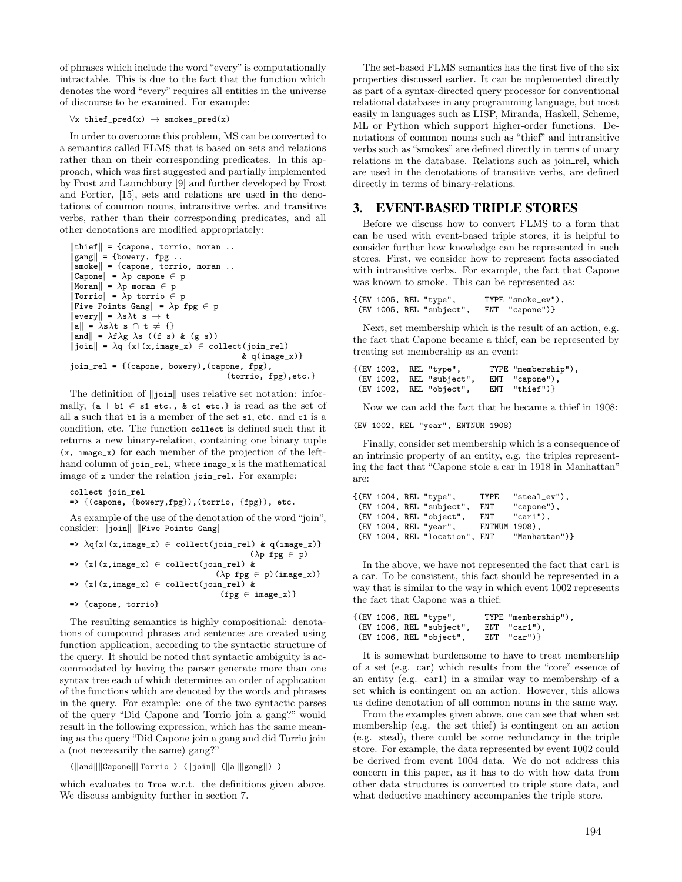of phrases which include the word "every" is computationally intractable. This is due to the fact that the function which denotes the word "every" requires all entities in the universe of discourse to be examined. For example:

```
∀x thief_pred(x) → smokes_pred(x)
```

In order to overcome this problem, MS can be converted to a semantics called FLMS that is based on sets and relations rather than on their corresponding predicates. In this approach, which was first suggested and partially implemented by Frost and Launchbury [9] and further developed by Frost and Fortier, [15], sets and relations are used in the denotations of common nouns, intransitive verbs, and transitive verbs, rather than their corresponding predicates, and all other denotations are modified appropriately:

```
‖thief‖ = {capone, torrio, moran ..
‖gang‖ = {bowery, fpg ..
‖smoke‖ = {capone, torrio, moran ..
‖Capone‖ = λp capone ∈ p
‖Moran‖ = λp moran ∈ p
‖Torrio‖ = λp torrio ∈ p
‖Five Points Gang‖ = λp fpg ∈ p
‖every‖ = λsλt s → t
‖a‖ = λsλt s ∩ t ≠ {}
‖and‖ = λfλg λs ((f s) & (g s))
‖join‖ = λq {x|(x,image_x) ∈ collect(join_rel)
                                     & q(image_x)}
join_rel = {(capone, bowery),(capone, fpg),
                                (torrio, fpg),etc.}
```

The definition of ‖join‖ uses relative set notation: informally, `{a | b1 ∈ s1 etc., & c1 etc.}` is read as the set of all `a` such that `b1` is a member of the set `s1`, etc. and `c1` is a condition, etc. The function `collect` is defined such that it returns a new binary-relation, containing one binary tuple `(x, image_x)` for each member of the projection of the left-hand column of `join_rel`, where `image_x` is the mathematical image of `x` under the relation `join_rel`. For example:

```
collect join_rel
=> {(capone, {bowery,fpg}),(torrio, {fpg}), etc.
```

As example of the use of the denotation of the word "join", consider: ‖join‖ ‖Five Points Gang‖

```
=> λq{x|(x,image_x) ∈ collect(join_rel) & q(image_x)}
                                          (λp fpg ∈ p)
=> {x|(x,image_x) ∈ collect(join_rel) &
                              (λp fpg ∈ p)(image_x)}
=> {x|(x,image_x) ∈ collect(join_rel) &
                              (fpg ∈ image_x)}
=> {capone, torrio}
```

The resulting semantics is highly compositional: denotations of compound phrases and sentences are created using function application, according to the syntactic structure of the query. It should be noted that syntactic ambiguity is accommodated by having the parser generate more than one syntax tree each of which determines an order of application of the functions which are denoted by the words and phrases in the query. For example: one of the two syntactic parses of the query "Did Capone and Torrio join a gang?" would result in the following expression, which has the same meaning as the query "Did Capone join a gang and did Torrio join a (not necessarily the same) gang?"

```
(‖and‖‖Capone‖‖Torrio‖) (‖join‖ (‖a‖‖gang‖) )
```

which evaluates to `True` w.r.t. the definitions given above. We discuss ambiguity further in section 7.

The set-based FLMS semantics has the first five of the six properties discussed earlier. It can be implemented directly as part of a syntax-directed query processor for conventional relational databases in any programming language, but most easily in languages such as LISP, Miranda, Haskell, Scheme, ML or Python which support higher-order functions. Denotations of common nouns such as "thief" and intransitive verbs such as "smokes" are defined directly in terms of unary relations in the database. Relations such as join_rel, which are used in the denotations of transitive verbs, are defined directly in terms of binary-relations.

## 3. EVENT-BASED TRIPLE STORES

Before we discuss how to convert FLMS to a form that can be used with event-based triple stores, it is helpful to consider further how knowledge can be represented in such stores. First, we consider how to represent facts associated with intransitive verbs. For example, the fact that Capone was known to smoke. This can be represented as:

```
{(EV 1005, REL "type",      TYPE "smoke_ev"),
 (EV 1005, REL "subject",   ENT  "capone")}
```

Next, set membership which is the result of an action, e.g. the fact that Capone became a thief, can be represented by treating set membership as an event:

```
{(EV 1002,  REL "type",      TYPE "membership"),
 (EV 1002,  REL "subject",   ENT  "capone"),
 (EV 1002,  REL "object",    ENT  "thief")}
```

Now we can add the fact that he became a thief in 1908:

```
(EV 1002, REL "year", ENTNUM 1908)
```

Finally, consider set membership which is a consequence of an intrinsic property of an entity, e.g. the triples representing the fact that "Capone stole a car in 1918 in Manhattan" are:

```
{(EV 1004, REL "type",     TYPE   "steal_ev"),
 (EV 1004, REL "subject",  ENT    "capone"),
 (EV 1004, REL "object",   ENT    "car1"),
 (EV 1004, REL "year",     ENTNUM 1908),
 (EV 1004, REL "location", ENT    "Manhattan")}
```

In the above, we have not represented the fact that car1 is a car. To be consistent, this fact should be represented in a way that is similar to the way in which event 1002 represents the fact that Capone was a thief:

```
{(EV 1006, REL "type",      TYPE "membership"),
 (EV 1006, REL "subject",   ENT  "car1"),
 (EV 1006, REL "object",    ENT  "car")}
```

It is somewhat burdensome to have to treat membership of a set (e.g. car) which results from the "core" essence of an entity (e.g. car1) in a similar way to membership of a set which is contingent on an action. However, this allows us define denotation of all common nouns in the same way.

From the examples given above, one can see that when set membership (e.g. the set thief) is contingent on an action (e.g. steal), there could be some redundancy in the triple store. For example, the data represented by event 1002 could be derived from event 1004 data. We do not address this concern in this paper, as it has to do with how data from other data structures is converted to triple store data, and what deductive machinery accompanies the triple store.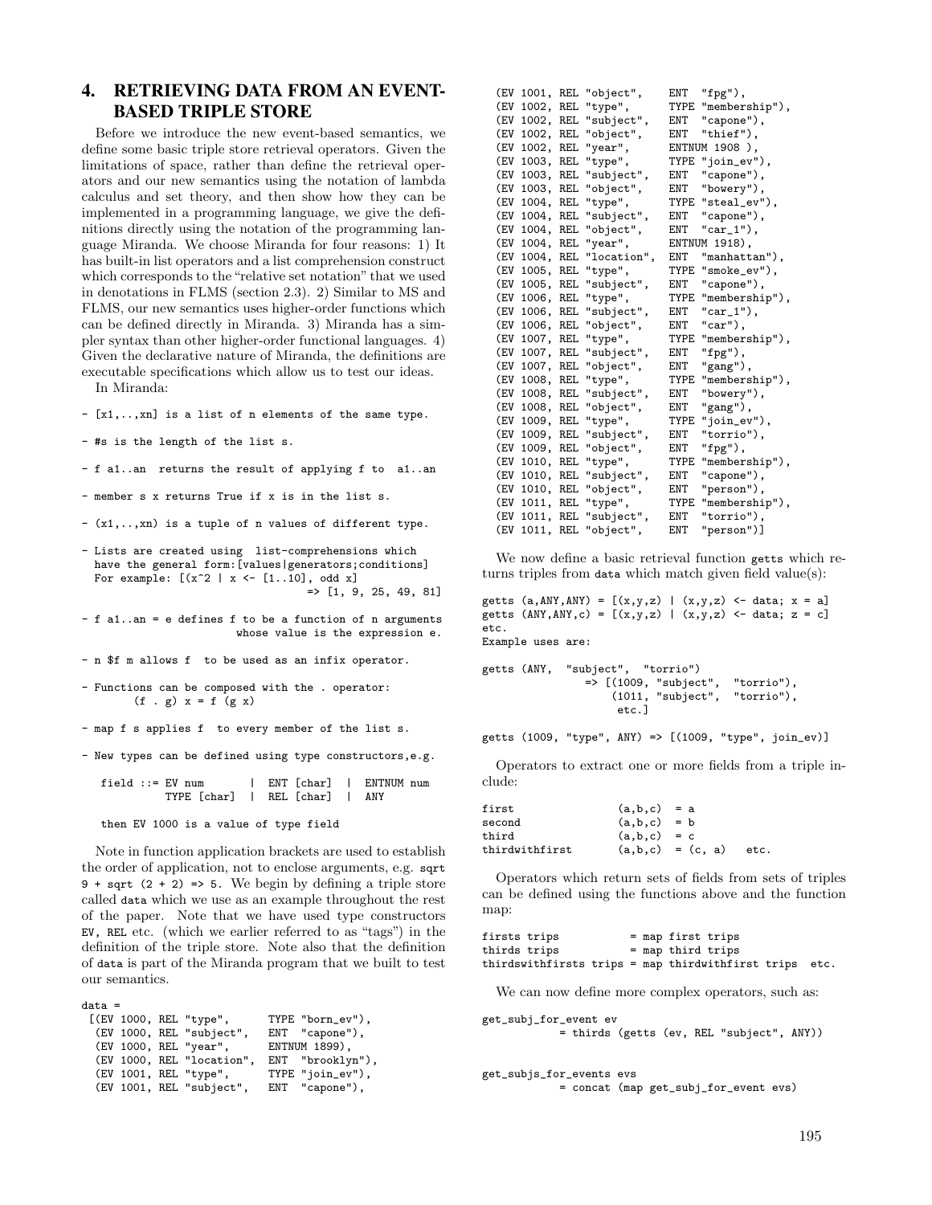## 4. RETRIEVING DATA FROM AN EVENT-BASED TRIPLE STORE

Before we introduce the new event-based semantics, we define some basic triple store retrieval operators. Given the limitations of space, rather than define the retrieval operators and our new semantics using the notation of lambda calculus and set theory, and then show how they can be implemented in a programming language, we give the definitions directly using the notation of the programming language Miranda. We choose Miranda for four reasons: 1) It has built-in list operators and a list comprehension construct which corresponds to the "relative set notation" that we used in denotations in FLMS (section 2.3). 2) Similar to MS and FLMS, our new semantics uses higher-order functions which can be defined directly in Miranda. 3) Miranda has a simpler syntax than other higher-order functional languages. 4) Given the declarative nature of Miranda, the definitions are executable specifications which allow us to test our ideas.

In Miranda:

```
- [x1,..,xn] is a list of n elements of the same type.

- #s is the length of the list s.

- f a1..an  returns the result of applying f to  a1..an

- member s x returns True if x is in the list s.

- (x1,..,xn) is a tuple of n values of different type.

- Lists are created using  list-comprehensions which
  have the general form:[values|generators;conditions]
  For example: [(x^2 | x <- [1..10], odd x]
                                    => [1, 9, 25, 49, 81]

- f a1..an = e defines f to be a function of n arguments
                       whose value is the expression e.

- n $f m allows f  to be used as an infix operator.

- Functions can be composed with the . operator:
        (f . g) x = f (g x)

- map f s applies f  to every member of the list s.

- New types can be defined using type constructors,e.g.

   field ::= EV num       |  ENT [char]  |  ENTNUM num
             TYPE [char]  |  REL [char]  |  ANY

   then EV 1000 is a value of type field
```

Note in function application brackets are used to establish the order of application, not to enclose arguments, e.g. `sqrt 9 + sqrt (2 + 2) => 5`. We begin by defining a triple store called `data` which we use as an example throughout the rest of the paper. Note that we have used type constructors `EV`, `REL` etc. (which we earlier referred to as "tags") in the definition of the triple store. Note also that the definition of `data` is part of the Miranda program that we built to test our semantics.

```
data =
 [(EV 1000, REL "type",      TYPE "born_ev"),
  (EV 1000, REL "subject",   ENT  "capone"),
  (EV 1000, REL "year",      ENTNUM 1899),
  (EV 1000, REL "location",  ENT  "brooklyn"),
  (EV 1001, REL "type",      TYPE "join_ev"),
  (EV 1001, REL "subject",   ENT  "capone"),
  (EV 1001, REL "object",    ENT  "fpg"),
  (EV 1002, REL "type",      TYPE "membership"),
  (EV 1002, REL "subject",   ENT  "capone"),
  (EV 1002, REL "object",    ENT  "thief"),
  (EV 1002, REL "year",      ENTNUM 1908 ),
  (EV 1003, REL "type",      TYPE "join_ev"),
  (EV 1003, REL "subject",   ENT  "capone"),
  (EV 1003, REL "object",    ENT  "bowery"),
  (EV 1004, REL "type",      TYPE "steal_ev"),
  (EV 1004, REL "subject",   ENT  "capone"),
  (EV 1004, REL "object",    ENT  "car_1"),
  (EV 1004, REL "year",      ENTNUM 1918),
  (EV 1004, REL "location",  ENT  "manhattan"),
  (EV 1005, REL "type",      TYPE "smoke_ev"),
  (EV 1005, REL "subject",   ENT  "capone"),
  (EV 1006, REL "type",      TYPE "membership"),
  (EV 1006, REL "subject",   ENT  "car_1"),
  (EV 1006, REL "object",    ENT  "car"),
  (EV 1007, REL "type",      TYPE "membership"),
  (EV 1007, REL "subject",   ENT  "fpg"),
  (EV 1007, REL "object",    ENT  "gang"),
  (EV 1008, REL "type",      TYPE "membership"),
  (EV 1008, REL "subject",   ENT  "bowery"),
  (EV 1008, REL "object",    ENT  "gang"),
  (EV 1009, REL "type",      TYPE "join_ev"),
  (EV 1009, REL "subject",   ENT  "torrio"),
  (EV 1009, REL "object",    ENT  "fpg"),
  (EV 1010, REL "type",      TYPE "membership"),
  (EV 1010, REL "subject",   ENT  "capone"),
  (EV 1010, REL "object",    ENT  "person"),
  (EV 1011, REL "type",      TYPE "membership"),
  (EV 1011, REL "subject",   ENT  "torrio"),
  (EV 1011, REL "object",    ENT  "person")]
```

We now define a basic retrieval function `getts` which returns triples from `data` which match given field value(s):

```
getts (a,ANY,ANY) = [(x,y,z) | (x,y,z) <- data; x = a]
getts (ANY,ANY,c) = [(x,y,z) | (x,y,z) <- data; z = c]
etc.
Example uses are:

getts (ANY,  "subject",  "torrio")
              => [(1009, "subject",  "torrio"),
                  (1011, "subject",  "torrio"),
                   etc.]

getts (1009, "type", ANY) => [(1009, "type", join_ev)]
```

Operators to extract one or more fields from a triple include:

```
first              (a,b,c)  = a
second             (a,b,c)  = b
third              (a,b,c)  = c
thirdwithfirst     (a,b,c)  = (c, a)   etc.
```

Operators which return sets of fields from sets of triples can be defined using the functions above and the function map:

```
firsts trips           = map first trips
thirds trips           = map third trips
thirdswithfirsts trips = map thirdwithfirst trips  etc.
```

We can now define more complex operators, such as:

```
get_subj_for_event ev
           = thirds (getts (ev, REL "subject", ANY))


get_subjs_for_events evs
           = concat (map get_subj_for_event evs)
```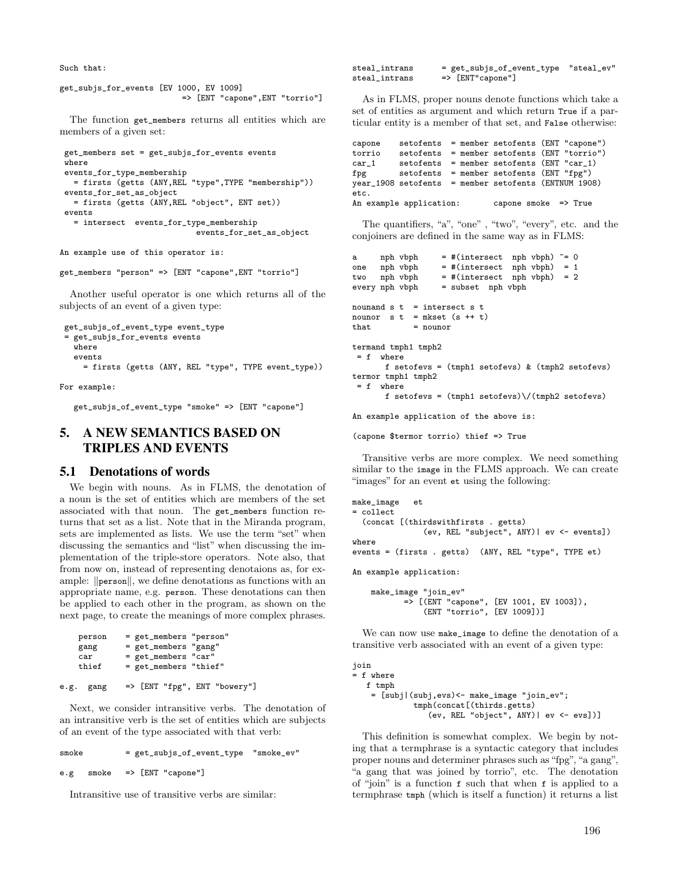Such that:

```
get_subjs_for_events [EV 1000, EV 1009]
                        => [ENT "capone",ENT "torrio"]
```

The function `get_members` returns all entities which are members of a given set:

```
get_members set = get_subjs_for_events events
where
events_for_type_membership
  = firsts (getts (ANY,REL "type",TYPE "membership"))
events_for_set_as_object
  = firsts (getts (ANY,REL "object", ENT set))
events
  = intersect  events_for_type_membership
                           events_for_set_as_object
```

An example use of this operator is:

```
get_members "person" => [ENT "capone",ENT "torrio"]
```

Another useful operator is one which returns all of the subjects of an event of a given type:

```
get_subjs_of_event_type event_type
= get_subjs_for_events events
  where
  events
    = firsts (getts (ANY, REL "type", TYPE event_type))
```

For example:

```
get_subjs_of_event_type "smoke" => [ENT "capone"]
```

## 5. A NEW SEMANTICS BASED ON TRIPLES AND EVENTS

### 5.1 Denotations of words

We begin with nouns. As in FLMS, the denotation of a noun is the set of entities which are members of the set associated with that noun. The `get_members` function returns that set as a list. Note that in the Miranda program, sets are implemented as lists. We use the term "set" when discussing the semantics and "list" when discussing the implementation of the triple-store operators. Note also, that from now on, instead of representing denotaions as, for example: ||person||, we define denotations as functions with an appropriate name, e.g. `person`. These denotations can then be applied to each other in the program, as shown on the next page, to create the meanings of more complex phrases.

```
    person    = get_members "person"
    gang      = get_members "gang"
    car       = get_members "car"
    thief     = get_members "thief"

e.g.  gang    => [ENT "fpg", ENT "bowery"]
```

Next, we consider intransitive verbs. The denotation of an intransitive verb is the set of entities which are subjects of an event of the type associated with that verb:

```
smoke         = get_subjs_of_event_type  "smoke_ev"

e.g   smoke   => [ENT "capone"]
```

Intransitive use of transitive verbs are similar:

```
steal_intrans      = get_subjs_of_event_type  "steal_ev"
steal_intrans      => [ENT"capone"]
```

As in FLMS, proper nouns denote functions which take a set of entities as argument and which return `True` if a particular entity is a member of that set, and `False` otherwise:

```
capone    setofents  = member setofents (ENT "capone")
torrio    setofents  = member setofents (ENT "torrio")
car_1     setofents  = member setofents (ENT "car_1)
fpg       setofents  = member setofents (ENT "fpg")
year_1908 setofents  = member setofents (ENTNUM 1908)
etc.
An example application:       capone smoke  => True
```

The quantifiers, "a", "one" , "two", "every", etc. and the conjoiners are defined in the same way as in FLMS:

```
a     nph vbph     = #(intersect  nph vbph) ~= 0
one   nph vbph     = #(intersect  nph vbph)  = 1
two   nph vbph     = #(intersect  nph vbph)  = 2
every nph vbph     = subset  nph vbph

nounand s t  = intersect s t
nounor  s t  = mkset (s ++ t)
that         = nounor

termand tmph1 tmph2
 = f  where
       f setofevs = (tmph1 setofevs) & (tmph2 setofevs)
termor tmph1 tmph2
 = f  where
       f setofevs = (tmph1 setofevs)\/(tmph2 setofevs)

An example application of the above is:

(capone $termor torrio) thief => True
```

Transitive verbs are more complex. We need something similar to the `image` in the FLMS approach. We can create "images" for an event `et` using the following:

```
make_image   et
= collect
  (concat [(thirdswithfirsts . getts)
            (ev, REL "subject", ANY)| ev <- events])
where
events = (firsts . getts)  (ANY, REL "type", TYPE et)

An example application:

    make_image "join_ev"
          => [(ENT "capone", [EV 1001, EV 1003]),
              (ENT "torrio", [EV 1009])]
```

We can now use `make_image` to define the denotation of a transitive verb associated with an event of a given type:

```
join
= f where
   f tmph
    = [subj|(subj,evs)<- make_image "join_ev";
            tmph(concat[(thirds.getts)
               (ev, REL "object", ANY)| ev <- evs])]
```

This definition is somewhat complex. We begin by noting that a termphrase is a syntactic category that includes proper nouns and determiner phrases such as "fpg", "a gang", "a gang that was joined by torrio", etc. The denotation of "join" is a function `f` such that when `f` is applied to a termphrase `tmph` (which is itself a function) it returns a list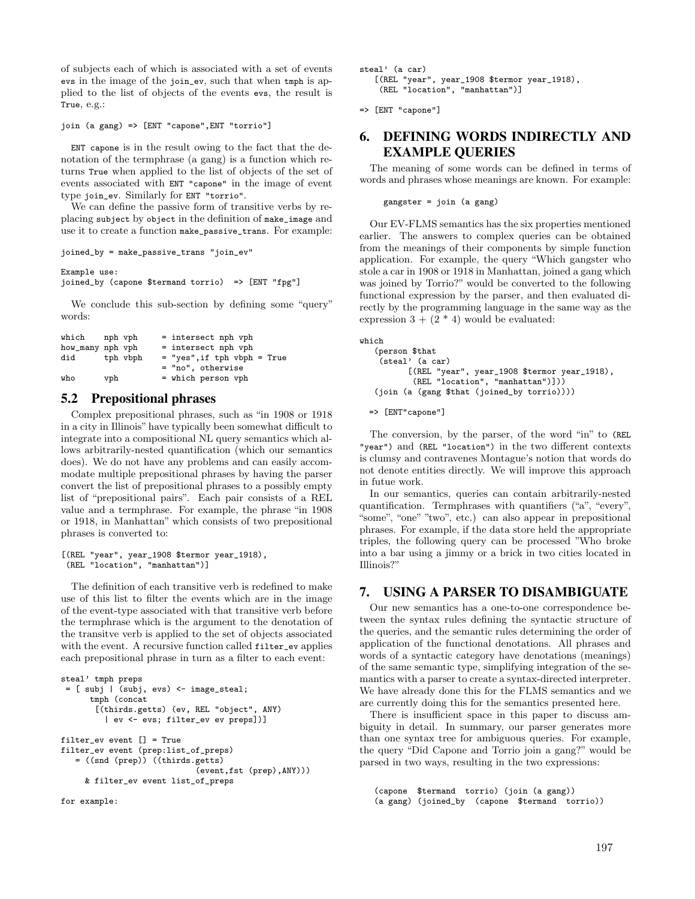of subjects each of which is associated with a set of events `evs` in the image of the `join_ev`, such that when `tmph` is applied to the list of objects of the events `evs`, the result is `True`, e.g.:

```
join (a gang) => [ENT "capone",ENT "torrio"]
```

`ENT capone` is in the result owing to the fact that the denotation of the termphrase (a gang) is a function which returns `True` when applied to the list of objects of the set of events associated with `ENT "capone"` in the image of event type `join_ev`. Similarly for `ENT "torrio"`.

We can define the passive form of transitive verbs by replacing `subject` by `object` in the definition of `make_image` and use it to create a function `make_passive_trans`. For example:

```
joined_by = make_passive_trans "join_ev"

Example use:
joined_by (capone $termand torrio)  => [ENT "fpg"]
```

We conclude this sub-section by defining some "query" words:

```
which    nph vph     = intersect nph vph
how_many nph vph     = intersect nph vph
did      tph vbph    = "yes",if tph vbph = True
                     = "no", otherwise
who      vph         = which person vph
```

## 5.2 Prepositional phrases

Complex prepositional phrases, such as "in 1908 or 1918 in a city in Illinois" have typically been somewhat difficult to integrate into a compositional NL query semantics which allows arbitrarily-nested quantification (which our semantics does). We do not have any problems and can easily accommodate multiple prepositional phrases by having the parser convert the list of prepositional phrases to a possibly empty list of "prepositional pairs". Each pair consists of a REL value and a termphrase. For example, the phrase "in 1908 or 1918, in Manhattan" which consists of two prepositional phrases is converted to:

```
[(REL "year", year_1908 $termor year_1918),
 (REL "location", "manhattan")]
```

The definition of each transitive verb is redefined to make use of this list to filter the events which are in the image of the event-type associated with that transitive verb before the termphrase which is the argument to the denotation of the transitve verb is applied to the set of objects associated with the event. A recursive function called `filter_ev` applies each prepositional phrase in turn as a filter to each event:

```
steal' tmph preps
 = [ subj | (subj, evs) <- image_steal;
      tmph (concat
       [(thirds.getts) (ev, REL "object", ANY)
         | ev <- evs; filter_ev ev preps])]

filter_ev event [] = True
filter_ev event (prep:list_of_preps)
   = ((snd (prep)) ((thirds.getts)
                          (event,fst (prep),ANY)))
     & filter_ev event list_of_preps
```

for example:

```
steal' (a car)
   [(REL "year", year_1908 $termor year_1918),
    (REL "location", "manhattan")]

=> [ENT "capone"]
```

# 6. DEFINING WORDS INDIRECTLY AND EXAMPLE QUERIES

The meaning of some words can be defined in terms of words and phrases whose meanings are known. For example:

```
gangster = join (a gang)
```

Our EV-FLMS semantics has the six properties mentioned earlier. The answers to complex queries can be obtained from the meanings of their components by simple function application. For example, the query "Which gangster who stole a car in 1908 or 1918 in Manhattan, joined a gang which was joined by Torrio?" would be converted to the following functional expression by the parser, and then evaluated directly by the programming language in the same way as the expression $3 + (2 * 4)$ would be evaluated:

```
which
   (person $that
    (steal' (a car)
         [(REL "year", year_1908 $termor year_1918),
          (REL "location", "manhattan")]))
   (join (a (gang $that (joined_by torrio))))

  => [ENT"capone"]
```

The conversion, by the parser, of the word "in" to `(REL "year")` and `(REL "location")` in the two different contexts is clumsy and contravenes Montague's notion that words do not denote entities directly. We will improve this approach in futue work.

In our semantics, queries can contain arbitrarily-nested quantification. Termphrases with quantifiers ("a", "every", "some", "one" "two", etc.) can also appear in prepositional phrases. For example, if the data store held the appropriate triples, the following query can be processed "Who broke into a bar using a jimmy or a brick in two cities located in Illinois?"

# 7. USING A PARSER TO DISAMBIGUATE

Our new semantics has a one-to-one correspondence between the syntax rules defining the syntactic structure of the queries, and the semantic rules determining the order of application of the functional denotations. All phrases and words of a syntactic category have denotations (meanings) of the same semantic type, simplifying integration of the semantics with a parser to create a syntax-directed interpreter. We have already done this for the FLMS semantics and we are currently doing this for the semantics presented here.

There is insufficient space in this paper to discuss ambiguity in detail. In summary, our parser generates more than one syntax tree for ambiguous queries. For example, the query "Did Capone and Torrio join a gang?" would be parsed in two ways, resulting in the two expressions:

```
(capone  $termand  torrio) (join (a gang))
(a gang) (joined_by  (capone  $termand  torrio))
```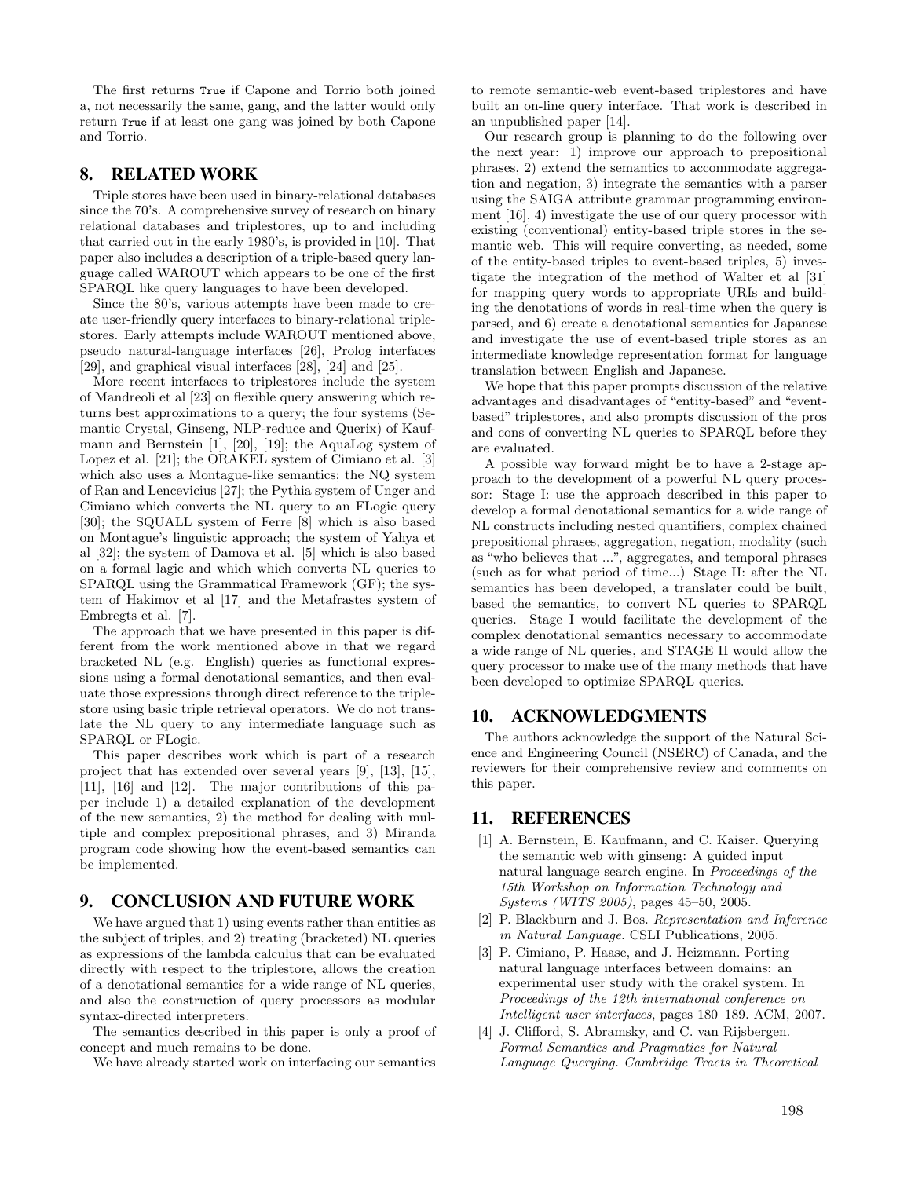The first returns `True` if Capone and Torrio both joined a, not necessarily the same, gang, and the latter would only return `True` if at least one gang was joined by both Capone and Torrio.

## 8. RELATED WORK

Triple stores have been used in binary-relational databases since the 70's. A comprehensive survey of research on binary relational databases and triplestores, up to and including that carried out in the early 1980's, is provided in [10]. That paper also includes a description of a triple-based query language called WAROUT which appears to be one of the first SPARQL like query languages to have been developed.

Since the 80's, various attempts have been made to create user-friendly query interfaces to binary-relational triplestores. Early attempts include WAROUT mentioned above, pseudo natural-language interfaces [26], Prolog interfaces [29], and graphical visual interfaces [28], [24] and [25].

More recent interfaces to triplestores include the system of Mandreoli et al [23] on flexible query answering which returns best approximations to a query; the four systems (Semantic Crystal, Ginseng, NLP-reduce and Querix) of Kaufmann and Bernstein [1], [20], [19]; the AquaLog system of Lopez et al. [21]; the ORAKEL system of Cimiano et al. [3] which also uses a Montague-like semantics; the NQ system of Ran and Lencevicius [27]; the Pythia system of Unger and Cimiano which converts the NL query to an FLogic query [30]; the SQUALL system of Ferre [8] which is also based on Montague's linguistic approach; the system of Yahya et al [32]; the system of Damova et al. [5] which is also based on a formal lagic and which which converts NL queries to SPARQL using the Grammatical Framework (GF); the system of Hakimov et al [17] and the Metafrastes system of Embregts et al. [7].

The approach that we have presented in this paper is different from the work mentioned above in that we regard bracketed NL (e.g. English) queries as functional expressions using a formal denotational semantics, and then evaluate those expressions through direct reference to the triplestore using basic triple retrieval operators. We do not translate the NL query to any intermediate language such as SPARQL or FLogic.

This paper describes work which is part of a research project that has extended over several years [9], [13], [15], [11], [16] and [12]. The major contributions of this paper include 1) a detailed explanation of the development of the new semantics, 2) the method for dealing with multiple and complex prepositional phrases, and 3) Miranda program code showing how the event-based semantics can be implemented.

## 9. CONCLUSION AND FUTURE WORK

We have argued that 1) using events rather than entities as the subject of triples, and 2) treating (bracketed) NL queries as expressions of the lambda calculus that can be evaluated directly with respect to the triplestore, allows the creation of a denotational semantics for a wide range of NL queries, and also the construction of query processors as modular syntax-directed interpreters.

The semantics described in this paper is only a proof of concept and much remains to be done.

We have already started work on interfacing our semantics to remote semantic-web event-based triplestores and have built an on-line query interface. That work is described in an unpublished paper [14].

Our research group is planning to do the following over the next year: 1) improve our approach to prepositional phrases, 2) extend the semantics to accommodate aggregation and negation, 3) integrate the semantics with a parser using the SAIGA attribute grammar programming environment [16], 4) investigate the use of our query processor with existing (conventional) entity-based triple stores in the semantic web. This will require converting, as needed, some of the entity-based triples to event-based triples, 5) investigate the integration of the method of Walter et al [31] for mapping query words to appropriate URIs and building the denotations of words in real-time when the query is parsed, and 6) create a denotational semantics for Japanese and investigate the use of event-based triple stores as an intermediate knowledge representation format for language translation between English and Japanese.

We hope that this paper prompts discussion of the relative advantages and disadvantages of "entity-based" and "event-based" triplestores, and also prompts discussion of the pros and cons of converting NL queries to SPARQL before they are evaluated.

A possible way forward might be to have a 2-stage approach to the development of a powerful NL query processor: Stage I: use the approach described in this paper to develop a formal denotational semantics for a wide range of NL constructs including nested quantifiers, complex chained prepositional phrases, aggregation, negation, modality (such as "who believes that ...", aggregates, and temporal phrases (such as for what period of time...) Stage II: after the NL semantics has been developed, a translater could be built, based the semantics, to convert NL queries to SPARQL queries. Stage I would facilitate the development of the complex denotational semantics necessary to accommodate a wide range of NL queries, and STAGE II would allow the query processor to make use of the many methods that have been developed to optimize SPARQL queries.

## 10. ACKNOWLEDGMENTS

The authors acknowledge the support of the Natural Science and Engineering Council (NSERC) of Canada, and the reviewers for their comprehensive review and comments on this paper.

## 11. REFERENCES

[1] A. Bernstein, E. Kaufmann, and C. Kaiser. Querying the semantic web with ginseng: A guided input natural language search engine. In *Proceedings of the 15th Workshop on Information Technology and Systems (WITS 2005)*, pages 45–50, 2005.

[2] P. Blackburn and J. Bos. *Representation and Inference in Natural Language*. CSLI Publications, 2005.

[3] P. Cimiano, P. Haase, and J. Heizmann. Porting natural language interfaces between domains: an experimental user study with the orakel system. In *Proceedings of the 12th international conference on Intelligent user interfaces*, pages 180–189. ACM, 2007.

[4] J. Clifford, S. Abramsky, and C. van Rijsbergen. *Formal Semantics and Pragmatics for Natural Language Querying. Cambridge Tracts in Theoretical*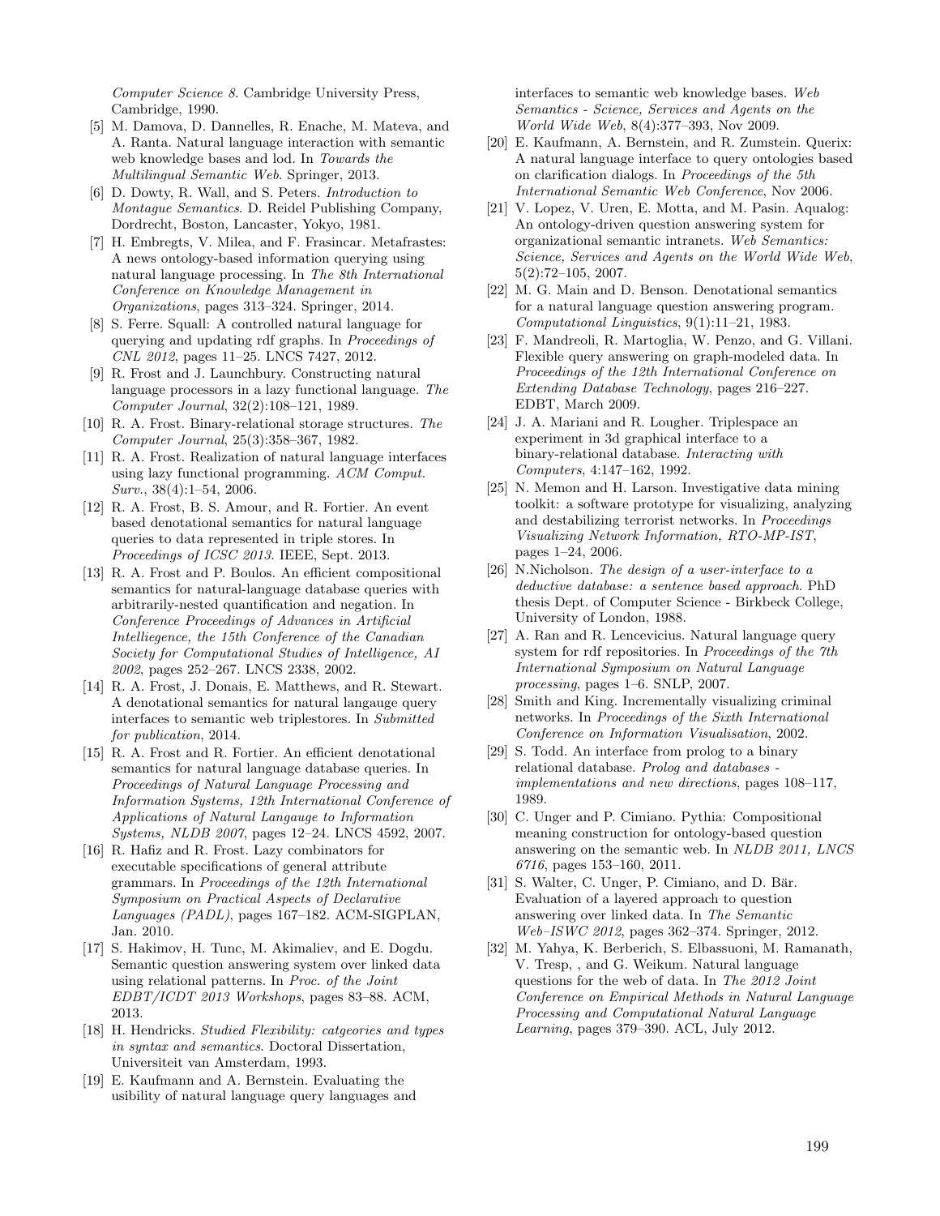*Computer Science 8*. Cambridge University Press, Cambridge, 1990.

[5] M. Damova, D. Dannelles, R. Enache, M. Mateva, and A. Ranta. Natural language interaction with semantic web knowledge bases and lod. In *Towards the Multilingual Semantic Web*. Springer, 2013.

[6] D. Dowty, R. Wall, and S. Peters. *Introduction to Montague Semantics*. D. Reidel Publishing Company, Dordrecht, Boston, Lancaster, Yokyo, 1981.

[7] H. Embregts, V. Milea, and F. Frasincar. Metafrastes: A news ontology-based information querying using natural language processing. In *The 8th International Conference on Knowledge Management in Organizations*, pages 313–324. Springer, 2014.

[8] S. Ferre. Squall: A controlled natural language for querying and updating rdf graphs. In *Proceedings of CNL 2012*, pages 11–25. LNCS 7427, 2012.

[9] R. Frost and J. Launchbury. Constructing natural language processors in a lazy functional language. *The Computer Journal*, 32(2):108–121, 1989.

[10] R. A. Frost. Binary-relational storage structures. *The Computer Journal*, 25(3):358–367, 1982.

[11] R. A. Frost. Realization of natural language interfaces using lazy functional programming. *ACM Comput. Surv.*, 38(4):1–54, 2006.

[12] R. A. Frost, B. S. Amour, and R. Fortier. An event based denotational semantics for natural language queries to data represented in triple stores. In *Proceedings of ICSC 2013*. IEEE, Sept. 2013.

[13] R. A. Frost and P. Boulos. An efficient compositional semantics for natural-language database queries with arbitrarily-nested quantification and negation. In *Conference Proceedings of Advances in Artificial Intelliegence, the 15th Conference of the Canadian Society for Computational Studies of Intelligence, AI 2002*, pages 252–267. LNCS 2338, 2002.

[14] R. A. Frost, J. Donais, E. Matthews, and R. Stewart. A denotational semantics for natural langauge query interfaces to semantic web triplestores. In *Submitted for publication*, 2014.

[15] R. A. Frost and R. Fortier. An efficient denotational semantics for natural language database queries. In *Proceedings of Natural Language Processing and Information Systems, 12th International Conference of Applications of Natural Langauge to Information Systems, NLDB 2007*, pages 12–24. LNCS 4592, 2007.

[16] R. Hafiz and R. Frost. Lazy combinators for executable specifications of general attribute grammars. In *Proceedings of the 12th International Symposium on Practical Aspects of Declarative Languages (PADL)*, pages 167–182. ACM-SIGPLAN, Jan. 2010.

[17] S. Hakimov, H. Tunc, M. Akimaliev, and E. Dogdu. Semantic question answering system over linked data using relational patterns. In *Proc. of the Joint EDBT/ICDT 2013 Workshops*, pages 83–88. ACM, 2013.

[18] H. Hendricks. *Studied Flexibility: catgeories and types in syntax and semantics*. Doctoral Dissertation, Universiteit van Amsterdam, 1993.

[19] E. Kaufmann and A. Bernstein. Evaluating the usibility of natural language query languages and interfaces to semantic web knowledge bases. *Web Semantics - Science, Services and Agents on the World Wide Web*, 8(4):377–393, Nov 2009.

[20] E. Kaufmann, A. Bernstein, and R. Zumstein. Querix: A natural language interface to query ontologies based on clarification dialogs. In *Proceedings of the 5th International Semantic Web Conference*, Nov 2006.

[21] V. Lopez, V. Uren, E. Motta, and M. Pasin. Aqualog: An ontology-driven question answering system for organizational semantic intranets. *Web Semantics: Science, Services and Agents on the World Wide Web*, 5(2):72–105, 2007.

[22] M. G. Main and D. Benson. Denotational semantics for a natural language question answering program. *Computational Linguistics*, 9(1):11–21, 1983.

[23] F. Mandreoli, R. Martoglia, W. Penzo, and G. Villani. Flexible query answering on graph-modeled data. In *Proceedings of the 12th International Conference on Extending Database Technology*, pages 216–227. EDBT, March 2009.

[24] J. A. Mariani and R. Lougher. Triplespace an experiment in 3d graphical interface to a binary-relational database. *Interacting with Computers*, 4:147–162, 1992.

[25] N. Memon and H. Larson. Investigative data mining toolkit: a software prototype for visualizing, analyzing and destabilizing terrorist networks. In *Proceedings Visualizing Network Information, RTO-MP-IST*, pages 1–24, 2006.

[26] N.Nicholson. *The design of a user-interface to a deductive database: a sentence based approach*. PhD thesis Dept. of Computer Science - Birkbeck College, University of London, 1988.

[27] A. Ran and R. Lencevicius. Natural language query system for rdf repositories. In *Proceedings of the 7th International Symposium on Natural Language processing*, pages 1–6. SNLP, 2007.

[28] Smith and King. Incrementally visualizing criminal networks. In *Proceedings of the Sixth International Conference on Information Visualisation*, 2002.

[29] S. Todd. An interface from prolog to a binary relational database. *Prolog and databases - implementations and new directions*, pages 108–117, 1989.

[30] C. Unger and P. Cimiano. Pythia: Compositional meaning construction for ontology-based question answering on the semantic web. In *NLDB 2011, LNCS 6716*, pages 153–160, 2011.

[31] S. Walter, C. Unger, P. Cimiano, and D. Bär. Evaluation of a layered approach to question answering over linked data. In *The Semantic Web–ISWC 2012*, pages 362–374. Springer, 2012.

[32] M. Yahya, K. Berberich, S. Elbassuoni, M. Ramanath, V. Tresp, , and G. Weikum. Natural language questions for the web of data. In *The 2012 Joint Conference on Empirical Methods in Natural Language Processing and Computational Natural Language Learning*, pages 379–390. ACL, July 2012.